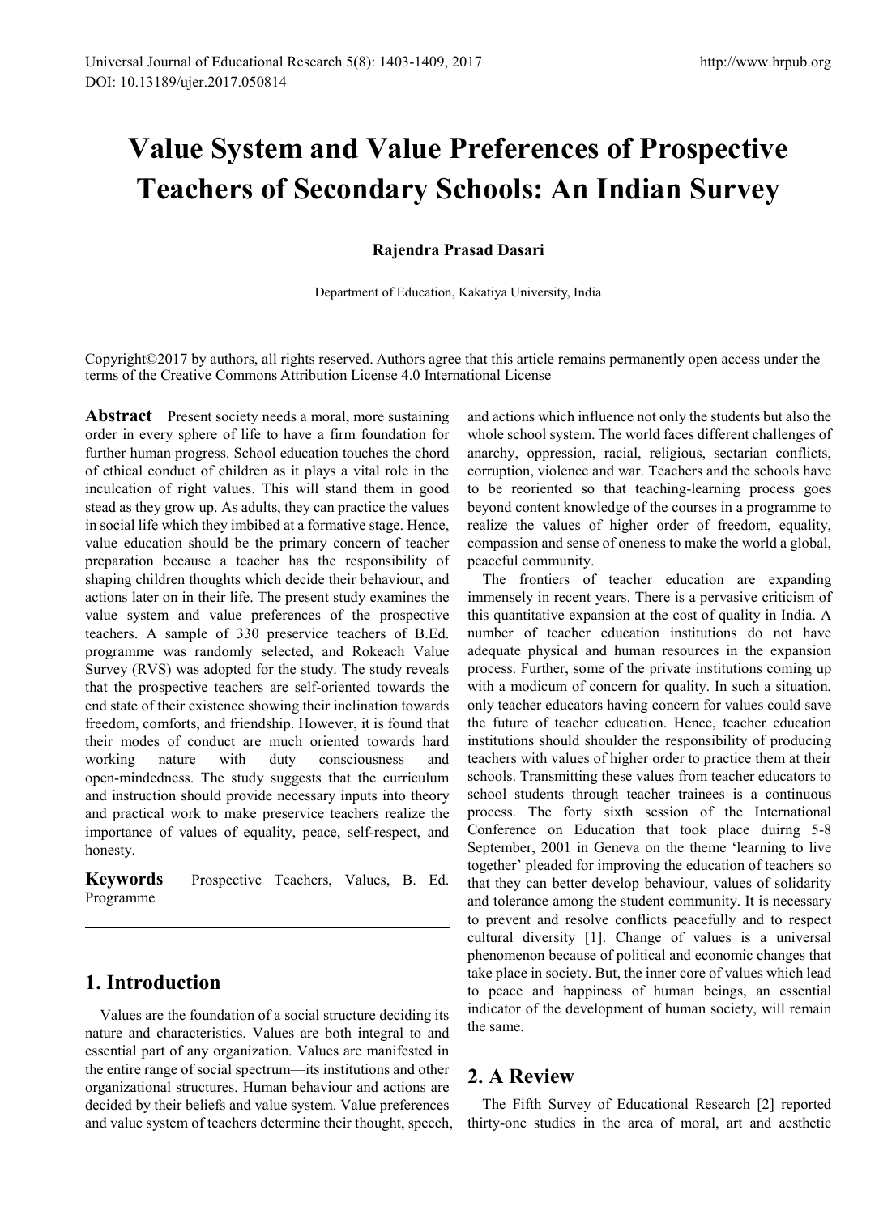# Value System and Value Preferences of Prospective Teachers of Secondary Schools: An Indian Survey

**Rajendra Prasad Dasari**

Department of Education, Kakatiya University, India

Copyright©2017 by authors, all rights reserved. Authors agree that this article remains permanently open access under the terms of the Creative Commons Attribution License 4.0 International License

**Abstract** Present society needs a moral, more sustaining order in every sphere of life to have a firm foundation for further human progress. School education touches the chord of ethical conduct of children as it plays a vital role in the inculcation of right values. This will stand them in good stead as they grow up. As adults, they can practice the values in social life which they imbibed at a formative stage. Hence, value education should be the primary concern of teacher preparation because a teacher has the responsibility of shaping children thoughts which decide their behaviour, and actions later on in their life. The present study examines the value system and value preferences of the prospective teachers. A sample of 330 preservice teachers of B.Ed. programme was randomly selected, and Rokeach Value Survey (RVS) was adopted for the study. The study reveals that the prospective teachers are self-oriented towards the end state of their existence showing their inclination towards freedom, comforts, and friendship. However, it is found that their modes of conduct are much oriented towards hard working nature with duty consciousness and open-mindedness. The study suggests that the curriculum and instruction should provide necessary inputs into theory and practical work to make preservice teachers realize the importance of values of equality, peace, self-respect, and honesty.

**Keywords** Prospective Teachers, Values, B. Ed. Programme

## 1. Introduction

Values are the foundation of a social structure deciding its nature and characteristics. Values are both integral to and essential part of any organization. Values are manifested in the entire range of social spectrum—its institutions and other organizational structures. Human behaviour and actions are decided by their beliefs and value system. Value preferences and value system of teachers determine their thought, speech, and actions which influence not only the students but also the whole school system. The world faces different challenges of anarchy, oppression, racial, religious, sectarian conflicts, corruption, violence and war. Teachers and the schools have to be reoriented so that teaching-learning process goes beyond content knowledge of the courses in a programme to realize the values of higher order of freedom, equality, compassion and sense of oneness to make the world a global, peaceful community.

The frontiers of teacher education are expanding immensely in recent years. There is a pervasive criticism of this quantitative expansion at the cost of quality in India. A number of teacher education institutions do not have adequate physical and human resources in the expansion process. Further, some of the private institutions coming up with a modicum of concern for quality. In such a situation, only teacher educators having concern for values could save the future of teacher education. Hence, teacher education institutions should shoulder the responsibility of producing teachers with values of higher order to practice them at their schools. Transmitting these values from teacher educators to school students through teacher trainees is a continuous process. The forty sixth session of the International Conference on Education that took place duirng 5-8 September, 2001 in Geneva on the theme 'learning to live together' pleaded for improving the education of teachers so that they can better develop behaviour, values of solidarity and tolerance among the student community. It is necessary to prevent and resolve conflicts peacefully and to respect cultural diversity [1]. Change of values is a universal phenomenon because of political and economic changes that take place in society. But, the inner core of values which lead to peace and happiness of human beings, an essential indicator of the development of human society, will remain the same.

## 2. A Review

The Fifth Survey of Educational Research [2] reported thirty-one studies in the area of moral, art and aesthetic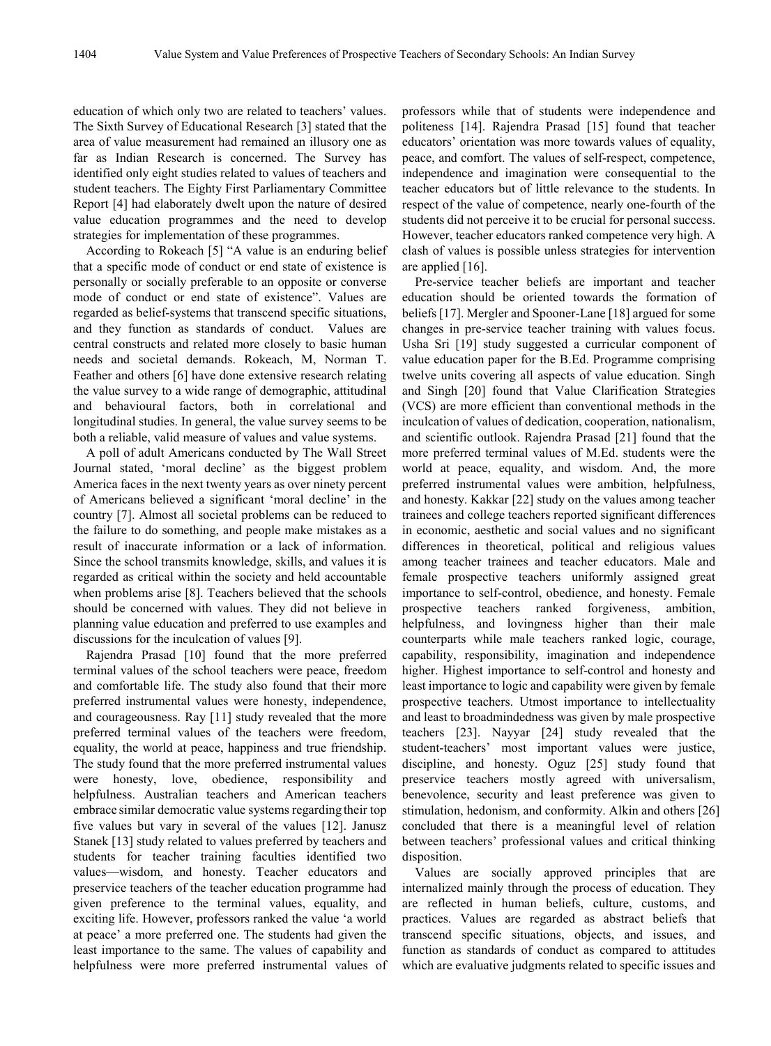education of which only two are related to teachers' values. The Sixth Survey of Educational Research [3] stated that the area of value measurement had remained an illusory one as far as Indian Research is concerned. The Survey has identified only eight studies related to values of teachers and student teachers. The Eighty First Parliamentary Committee Report [4] had elaborately dwelt upon the nature of desired value education programmes and the need to develop strategies for implementation of these programmes.

According to Rokeach [5] "A value is an enduring belief that a specific mode of conduct or end state of existence is personally or socially preferable to an opposite or converse mode of conduct or end state of existence". Values are regarded as belief-systems that transcend specific situations, and they function as standards of conduct. Values are central constructs and related more closely to basic human needs and societal demands. Rokeach, M, Norman T. Feather and others [6] have done extensive research relating the value survey to a wide range of demographic, attitudinal and behavioural factors, both in correlational and longitudinal studies. In general, the value survey seems to be both a reliable, valid measure of values and value systems.

A poll of adult Americans conducted by The Wall Street Journal stated, 'moral decline' as the biggest problem America faces in the next twenty years as over ninety percent of Americans believed a significant 'moral decline' in the country [7]. Almost all societal problems can be reduced to the failure to do something, and people make mistakes as a result of inaccurate information or a lack of information. Since the school transmits knowledge, skills, and values it is regarded as critical within the society and held accountable when problems arise [8]. Teachers believed that the schools should be concerned with values. They did not believe in planning value education and preferred to use examples and discussions for the inculcation of values [9].

Rajendra Prasad [10] found that the more preferred terminal values of the school teachers were peace, freedom and comfortable life. The study also found that their more preferred instrumental values were honesty, independence, and courageousness. Ray [11] study revealed that the more preferred terminal values of the teachers were freedom, equality, the world at peace, happiness and true friendship. The study found that the more preferred instrumental values were honesty, love, obedience, responsibility and helpfulness. Australian teachers and American teachers embrace similar democratic value systems regarding their top five values but vary in several of the values [12]. Janusz Stanek [13] study related to values preferred by teachers and students for teacher training faculties identified two values—wisdom, and honesty. Teacher educators and preservice teachers of the teacher education programme had given preference to the terminal values, equality, and exciting life. However, professors ranked the value 'a world at peace' a more preferred one. The students had given the least importance to the same. The values of capability and helpfulness were more preferred instrumental values of professors while that of students were independence and politeness [14]. Rajendra Prasad [15] found that teacher educators' orientation was more towards values of equality, peace, and comfort. The values of self-respect, competence, independence and imagination were consequential to the teacher educators but of little relevance to the students. In respect of the value of competence, nearly one-fourth of the students did not perceive it to be crucial for personal success. However, teacher educators ranked competence very high. A clash of values is possible unless strategies for intervention are applied [16].

Pre-service teacher beliefs are important and teacher education should be oriented towards the formation of beliefs [17]. Mergler and Spooner-Lane [18] argued for some changes in pre-service teacher training with values focus. Usha Sri [19] study suggested a curricular component of value education paper for the B.Ed. Programme comprising twelve units covering all aspects of value education. Singh and Singh [20] found that Value Clarification Strategies (VCS) are more efficient than conventional methods in the inculcation of values of dedication, cooperation, nationalism, and scientific outlook. Rajendra Prasad [21] found that the more preferred terminal values of M.Ed. students were the world at peace, equality, and wisdom. And, the more preferred instrumental values were ambition, helpfulness, and honesty. Kakkar [22] study on the values among teacher trainees and college teachers reported significant differences in economic, aesthetic and social values and no significant differences in theoretical, political and religious values among teacher trainees and teacher educators. Male and female prospective teachers uniformly assigned great importance to self-control, obedience, and honesty. Female prospective teachers ranked forgiveness, ambition, helpfulness, and lovingness higher than their male counterparts while male teachers ranked logic, courage, capability, responsibility, imagination and independence higher. Highest importance to self-control and honesty and least importance to logic and capability were given by female prospective teachers. Utmost importance to intellectuality and least to broadmindedness was given by male prospective teachers [23]. Nayyar [24] study revealed that the student-teachers' most important values were justice, discipline, and honesty. Oguz [25] study found that preservice teachers mostly agreed with universalism, benevolence, security and least preference was given to stimulation, hedonism, and conformity. Alkin and others [26] concluded that there is a meaningful level of relation between teachers' professional values and critical thinking disposition.

Values are socially approved principles that are internalized mainly through the process of education. They are reflected in human beliefs, culture, customs, and practices. Values are regarded as abstract beliefs that transcend specific situations, objects, and issues, and function as standards of conduct as compared to attitudes which are evaluative judgments related to specific issues and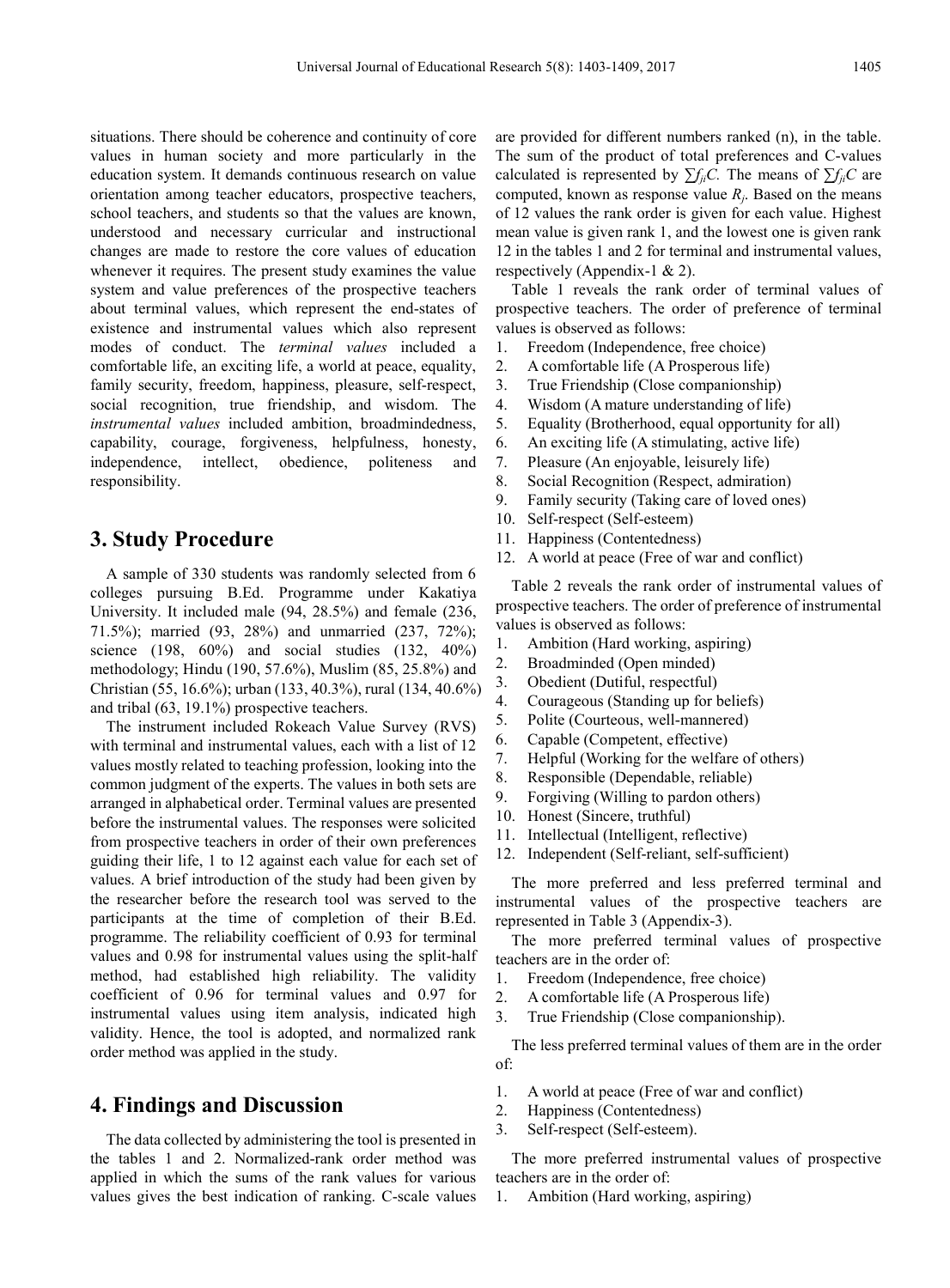situations. There should be coherence and continuity of core values in human society and more particularly in the education system. It demands continuous research on value orientation among teacher educators, prospective teachers, school teachers, and students so that the values are known, understood and necessary curricular and instructional changes are made to restore the core values of education whenever it requires. The present study examines the value system and value preferences of the prospective teachers about terminal values, which represent the end-states of existence and instrumental values which also represent modes of conduct. The *terminal values* included a comfortable life, an exciting life, a world at peace, equality, family security, freedom, happiness, pleasure, self-respect, social recognition, true friendship, and wisdom. The *instrumental values* included ambition, broadmindedness, capability, courage, forgiveness, helpfulness, honesty, independence, intellect, obedience, politeness and responsibility.

## 3. Study Procedure

A sample of 330 students was randomly selected from 6 colleges pursuing B.Ed. Programme under Kakatiya University. It included male (94, 28.5%) and female (236, 71.5%); married (93, 28%) and unmarried (237, 72%); science (198, 60%) and social studies (132, 40%) methodology; Hindu (190, 57.6%), Muslim (85, 25.8%) and Christian (55, 16.6%); urban (133, 40.3%), rural (134, 40.6%) and tribal (63, 19.1%) prospective teachers.

The instrument included Rokeach Value Survey (RVS) with terminal and instrumental values, each with a list of 12 values mostly related to teaching profession, looking into the common judgment of the experts. The values in both sets are arranged in alphabetical order. Terminal values are presented before the instrumental values. The responses were solicited from prospective teachers in order of their own preferences guiding their life, 1 to 12 against each value for each set of values. A brief introduction of the study had been given by the researcher before the research tool was served to the participants at the time of completion of their B.Ed. programme. The reliability coefficient of 0.93 for terminal values and 0.98 for instrumental values using the split-half method, had established high reliability. The validity coefficient of 0.96 for terminal values and 0.97 for instrumental values using item analysis, indicated high validity. Hence, the tool is adopted, and normalized rank order method was applied in the study.

## 4. Findings and Discussion

The data collected by administering the tool is presented in the tables 1 and 2. Normalized-rank order method was applied in which the sums of the rank values for various values gives the best indication of ranking. C-scale values are provided for different numbers ranked (n), in the table. The sum of the product of total preferences and C-values calculated is represented by $\sum f_{ji}C$. The means of $\sum f_{ji}C$ are computed, known as response value $R_j$. Based on the means of 12 values the rank order is given for each value. Highest mean value is given rank 1, and the lowest one is given rank 12 in the tables 1 and 2 for terminal and instrumental values, respectively (Appendix-1 & 2).

Table 1 reveals the rank order of terminal values of prospective teachers. The order of preference of terminal values is observed as follows:

1. Freedom (Independence, free choice)
2. A comfortable life (A Prosperous life)
3. True Friendship (Close companionship)
4. Wisdom (A mature understanding of life)
5. Equality (Brotherhood, equal opportunity for all)
6. An exciting life (A stimulating, active life)
7. Pleasure (An enjoyable, leisurely life)
8. Social Recognition (Respect, admiration)
9. Family security (Taking care of loved ones)
10. Self-respect (Self-esteem)
11. Happiness (Contentedness)
12. A world at peace (Free of war and conflict)

Table 2 reveals the rank order of instrumental values of prospective teachers. The order of preference of instrumental values is observed as follows:

1. Ambition (Hard working, aspiring)
2. Broadminded (Open minded)
3. Obedient (Dutiful, respectful)
4. Courageous (Standing up for beliefs)
5. Polite (Courteous, well-mannered)
6. Capable (Competent, effective)
7. Helpful (Working for the welfare of others)
8. Responsible (Dependable, reliable)
9. Forgiving (Willing to pardon others)
10. Honest (Sincere, truthful)
11. Intellectual (Intelligent, reflective)
12. Independent (Self-reliant, self-sufficient)

The more preferred and less preferred terminal and instrumental values of the prospective teachers are represented in Table 3 (Appendix-3).

The more preferred terminal values of prospective teachers are in the order of:

1. Freedom (Independence, free choice)
2. A comfortable life (A Prosperous life)
3. True Friendship (Close companionship).

The less preferred terminal values of them are in the order of:

1. A world at peace (Free of war and conflict)
2. Happiness (Contentedness)
3. Self-respect (Self-esteem).

The more preferred instrumental values of prospective teachers are in the order of:

1. Ambition (Hard working, aspiring)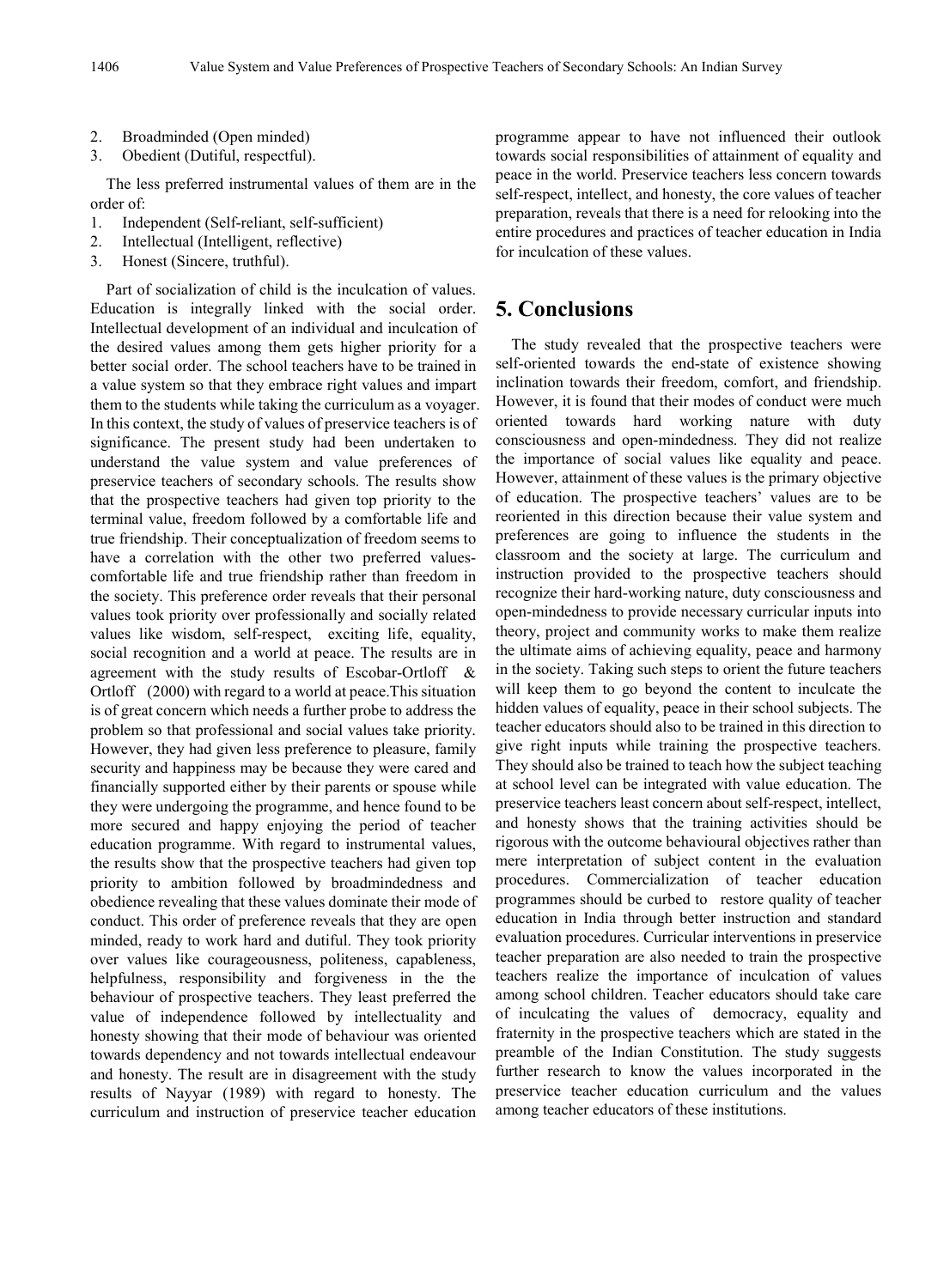2. Broadminded (Open minded)
3. Obedient (Dutiful, respectful).

The less preferred instrumental values of them are in the order of:

1. Independent (Self-reliant, self-sufficient)
2. Intellectual (Intelligent, reflective)
3. Honest (Sincere, truthful).

Part of socialization of child is the inculcation of values. Education is integrally linked with the social order. Intellectual development of an individual and inculcation of the desired values among them gets higher priority for a better social order. The school teachers have to be trained in a value system so that they embrace right values and impart them to the students while taking the curriculum as a voyager. In this context, the study of values of preservice teachers is of significance. The present study had been undertaken to understand the value system and value preferences of preservice teachers of secondary schools. The results show that the prospective teachers had given top priority to the terminal value, freedom followed by a comfortable life and true friendship. Their conceptualization of freedom seems to have a correlation with the other two preferred values-comfortable life and true friendship rather than freedom in the society. This preference order reveals that their personal values took priority over professionally and socially related values like wisdom, self-respect, exciting life, equality, social recognition and a world at peace. The results are in agreement with the study results of Escobar-Ortloff & Ortloff (2000) with regard to a world at peace.This situation is of great concern which needs a further probe to address the problem so that professional and social values take priority. However, they had given less preference to pleasure, family security and happiness may be because they were cared and financially supported either by their parents or spouse while they were undergoing the programme, and hence found to be more secured and happy enjoying the period of teacher education programme. With regard to instrumental values, the results show that the prospective teachers had given top priority to ambition followed by broadmindedness and obedience revealing that these values dominate their mode of conduct. This order of preference reveals that they are open minded, ready to work hard and dutiful. They took priority over values like courageousness, politeness, capableness, helpfulness, responsibility and forgiveness in the the behaviour of prospective teachers. They least preferred the value of independence followed by intellectuality and honesty showing that their mode of behaviour was oriented towards dependency and not towards intellectual endeavour and honesty. The result are in disagreement with the study results of Nayyar (1989) with regard to honesty. The curriculum and instruction of preservice teacher education programme appear to have not influenced their outlook towards social responsibilities of attainment of equality and peace in the world. Preservice teachers less concern towards self-respect, intellect, and honesty, the core values of teacher preparation, reveals that there is a need for relooking into the entire procedures and practices of teacher education in India for inculcation of these values.

# 5. Conclusions

The study revealed that the prospective teachers were self-oriented towards the end-state of existence showing inclination towards their freedom, comfort, and friendship. However, it is found that their modes of conduct were much oriented towards hard working nature with duty consciousness and open-mindedness. They did not realize the importance of social values like equality and peace. However, attainment of these values is the primary objective of education. The prospective teachers' values are to be reoriented in this direction because their value system and preferences are going to influence the students in the classroom and the society at large. The curriculum and instruction provided to the prospective teachers should recognize their hard-working nature, duty consciousness and open-mindedness to provide necessary curricular inputs into theory, project and community works to make them realize the ultimate aims of achieving equality, peace and harmony in the society. Taking such steps to orient the future teachers will keep them to go beyond the content to inculcate the hidden values of equality, peace in their school subjects. The teacher educators should also to be trained in this direction to give right inputs while training the prospective teachers. They should also be trained to teach how the subject teaching at school level can be integrated with value education. The preservice teachers least concern about self-respect, intellect, and honesty shows that the training activities should be rigorous with the outcome behavioural objectives rather than mere interpretation of subject content in the evaluation procedures. Commercialization of teacher education programmes should be curbed to restore quality of teacher education in India through better instruction and standard evaluation procedures. Curricular interventions in preservice teacher preparation are also needed to train the prospective teachers realize the importance of inculcation of values among school children. Teacher educators should take care of inculcating the values of democracy, equality and fraternity in the prospective teachers which are stated in the preamble of the Indian Constitution. The study suggests further research to know the values incorporated in the preservice teacher education curriculum and the values among teacher educators of these institutions.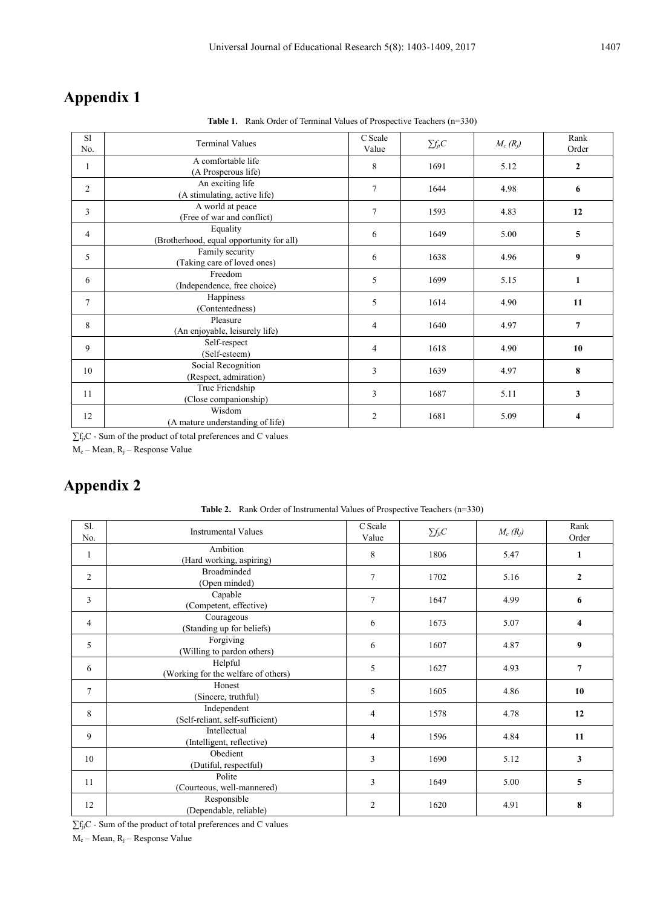# Appendix 1

**Table 1.** Rank Order of Terminal Values of Prospective Teachers (n=330)

| Sl No. | Terminal Values | C Scale Value | $\sum f_j C$ | $M_c$ ($R_j$) | Rank Order |
|---|---|---|---|---|---|
| 1 | A comfortable life (A Prosperous life) | 8 | 1691 | 5.12 | **2** |
| 2 | An exciting life (A stimulating, active life) | 7 | 1644 | 4.98 | **6** |
| 3 | A world at peace (Free of war and conflict) | 7 | 1593 | 4.83 | **12** |
| 4 | Equality (Brotherhood, equal opportunity for all) | 6 | 1649 | 5.00 | **5** |
| 5 | Family security (Taking care of loved ones) | 6 | 1638 | 4.96 | **9** |
| 6 | Freedom (Independence, free choice) | 5 | 1699 | 5.15 | **1** |
| 7 | Happiness (Contentedness) | 5 | 1614 | 4.90 | **11** |
| 8 | Pleasure (An enjoyable, leisurely life) | 4 | 1640 | 4.97 | **7** |
| 9 | Self-respect (Self-esteem) | 4 | 1618 | 4.90 | **10** |
| 10 | Social Recognition (Respect, admiration) | 3 | 1639 | 4.97 | **8** |
| 11 | True Friendship (Close companionship) | 3 | 1687 | 5.11 | **3** |
| 12 | Wisdom (A mature understanding of life) | 2 | 1681 | 5.09 | **4** |

$\sum f_j C$ - Sum of the product of total preferences and C values

$M_c$ – Mean, $R_j$ – Response Value

# Appendix 2

**Table 2.** Rank Order of Instrumental Values of Prospective Teachers (n=330)

| Sl. No. | Instrumental Values | C Scale Value | $\sum f_j C$ | $M_c$ ($R_j$) | Rank Order |
|---|---|---|---|---|---|
| 1 | Ambition (Hard working, aspiring) | 8 | 1806 | 5.47 | **1** |
| 2 | Broadminded (Open minded) | 7 | 1702 | 5.16 | **2** |
| 3 | Capable (Competent, effective) | 7 | 1647 | 4.99 | **6** |
| 4 | Courageous (Standing up for beliefs) | 6 | 1673 | 5.07 | **4** |
| 5 | Forgiving (Willing to pardon others) | 6 | 1607 | 4.87 | **9** |
| 6 | Helpful (Working for the welfare of others) | 5 | 1627 | 4.93 | **7** |
| 7 | Honest (Sincere, truthful) | 5 | 1605 | 4.86 | **10** |
| 8 | Independent (Self-reliant, self-sufficient) | 4 | 1578 | 4.78 | **12** |
| 9 | Intellectual (Intelligent, reflective) | 4 | 1596 | 4.84 | **11** |
| 10 | Obedient (Dutiful, respectful) | 3 | 1690 | 5.12 | **3** |
| 11 | Polite (Courteous, well-mannered) | 3 | 1649 | 5.00 | **5** |
| 12 | Responsible (Dependable, reliable) | 2 | 1620 | 4.91 | **8** |

$\sum f_j C$ - Sum of the product of total preferences and C values

$M_c$ – Mean, $R_j$ – Response Value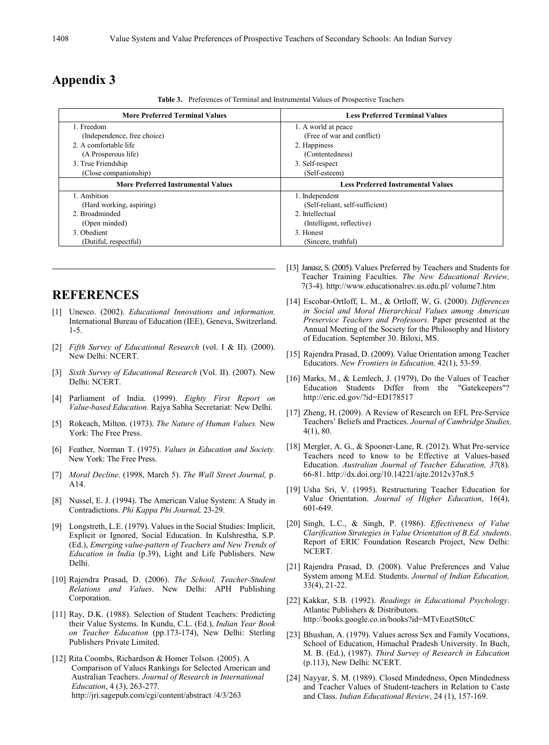## Appendix 3

**Table 3.** Preferences of Terminal and Instrumental Values of Prospective Teachers

| More Preferred Terminal Values | Less Preferred Terminal Values |
|---|---|
| 1. Freedom (Independence, free choice) | 1. A world at peace (Free of war and conflict) |
| 2. A comfortable life (A Prosperous life) | 2. Happiness (Contentedness) |
| 3. True Friendship (Close companionship) | 3. Self-respect (Self-esteem) |
| **More Preferred Instrumental Values** | **Less Preferred Instrumental Values** |
| 1. Ambition (Hard working, aspiring) | 1. Independent (Self-reliant, self-sufficient) |
| 2. Broadminded (Open minded) | 2. Intellectual (Intelligent, reflective) |
| 3. Obedient (Dutiful, respectful) | 3. Honest (Sincere, truthful) |

## REFERENCES

[1] Unesco. (2002). *Educational Innovations and information.* International Bureau of Education (IEE), Geneva, Switzerland. 1-5.

[2] *Fifth Survey of Educational Research* (vol. I & II). (2000). New Delhi: NCERT.

[3] *Sixth Survey of Educational Research* (Vol. II). (2007). New Delhi: NCERT.

[4] Parliament of India. (1999). *Eighty First Report on Value-based Education.* Rajya Sabha Secretariat: New Delhi.

[5] Rokeach, Milton. (1973). *The Nature of Human Values.* New York: The Free Press.

[6] Feather, Norman T. (1975). *Values in Education and Society.* New York: The Free Press.

[7] *Moral Decline*. (1998, March 5). *The Wall Street Journal,* p. A14.

[8] Nussel, E. J. (1994). The American Value System: A Study in Contradictions. *Phi Kappa Phi Journal,* 23-29.

[9] Longstreth, L.E. (1979). Values in the Social Studies: Implicit, Explicit or Ignored, Social Education. In Kulshrestha, S.P. (Ed.), *Emerging value-pattern of Teachers and New Trends of Education in India* (p.39), Light and Life Publishers. New Delhi.

[10] Rajendra Prasad, D. (2006). *The School, Teacher-Student Relations and Values*. New Delhi: APH Publishing Corporation.

[11] Ray, D.K. (1988). Selection of Student Teachers: Predicting their Value Systems. In Kundu, C.L. (Ed.), *Indian Year Book on Teacher Education* (pp.173-174), New Delhi: Sterling Publishers Private Limited.

[12] Rita Coombs, Richardson & Homer Tolson. (2005). A Comparison of Values Rankings for Selected American and Australian Teachers. *Journal of Research in International Education*, 4 (3), 263-277. http://jri.sagepub.com/cgi/content/abstract /4/3/263

[13] Janusz, S. (2005). Values Preferred by Teachers and Students for Teacher Training Faculties. *The New Educational Review,* 7(3-4). http://www.educationalrev.us.edu.pl/ volume7.htm

[14] Escobar-Ortloff, L. M., & Ortloff, W, G. (2000). *Differences in Social and Moral Hierarchical Values among American Preservice Teachers and Professors.* Paper presented at the Annual Meeting of the Society for the Philosophy and History of Education. September 30. Biloxi, MS.

[15] Rajendra Prasad, D. (2009). Value Orientation among Teacher Educators. *New Frontiers in Education,* 42(1), 53-59.

[16] Marks, M., & Lemlech, J. (1979), Do the Values of Teacher Education Students Differ from the "Gatekeepers"? http://eric.ed.gov/?id=ED178517

[17] Zheng, H. (2009). A Review of Research on EFL Pre-Service Teachers' Beliefs and Practices. *Journal of Cambridge Studies,* 4(1), 80.

[18] Mergler, A. G., & Spooner-Lane, R. (2012). What Pre-service Teachers need to know to be Effective at Values-based Education. *Australian Journal of Teacher Education, 37*(8). 66-81. http://dx.doi.org/10.14221/ajte.2012v37n8.5

[19] Usha Sri, V. (1995). Restructuring Teacher Education for Value Orientation. *Journal of Higher Education*, 16(4), 601-649.

[20] Singh, L.C., & Singh, P. (1986). *Effectiveness of Value Clarification Strategies in Value Orientation of B.Ed. students*. Report of ERIC Foundation Research Project, New Delhi: NCERT.

[21] Rajendra Prasad, D. (2008). Value Preferences and Value System among M.Ed. Students. *Journal of Indian Education,* 33(4), 21-22.

[22] Kakkar, S.B. (1992). *Readings in Educational Psychology*. Atlantic Publishers & Distributors. http://books.google.co.in/books?id=MTvEoztS0tcC

[23] Bhushan, A. (1979). Values across Sex and Family Vocations, School of Education, Himachal Pradesh University. In Buch, M. B. (Ed.), (1987). *Third Survey of Research in Education* (p.113), New Delhi: NCERT.

[24] Nayyar, S. M. (1989). Closed Mindedness, Open Mindedness and Teacher Values of Student-teachers in Relation to Caste and Class. *Indian Educational Review*, 24 (1), 157-169.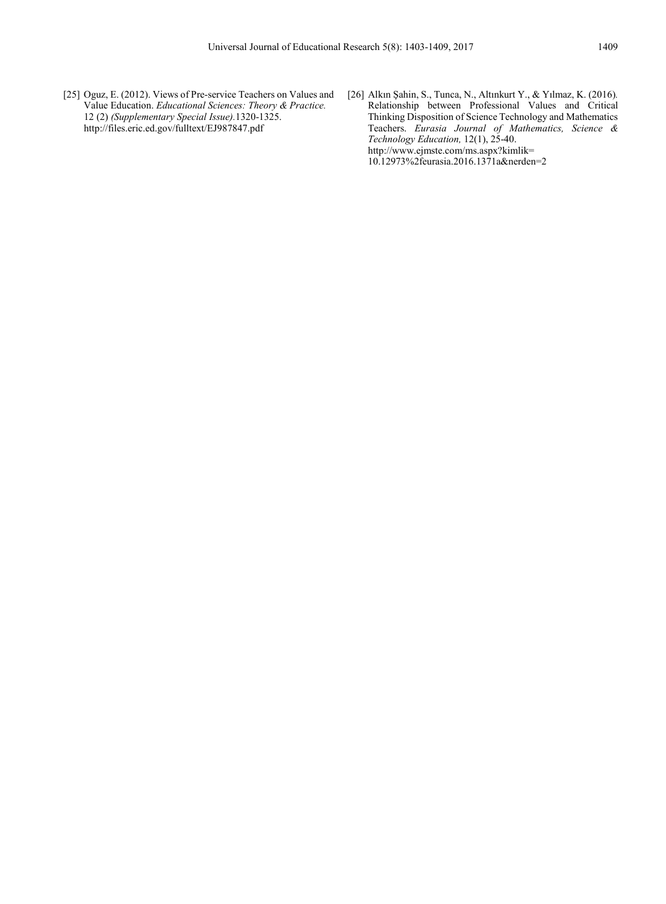[25] Oguz, E. (2012). Views of Pre-service Teachers on Values and Value Education. *Educational Sciences: Theory & Practice.* 12 (2) *(Supplementary Special Issue).*1320-1325. http://files.eric.ed.gov/fulltext/EJ987847.pdf

[26] Alkın Şahin, S., Tunca, N., Altınkurt Y., & Yılmaz, K. (2016). Relationship between Professional Values and Critical Thinking Disposition of Science Technology and Mathematics Teachers. *Eurasia Journal of Mathematics, Science & Technology Education,* 12(1), 25-40. http://www.ejmste.com/ms.aspx?kimlik=10.12973%2feurasia.2016.1371a&nerden=2